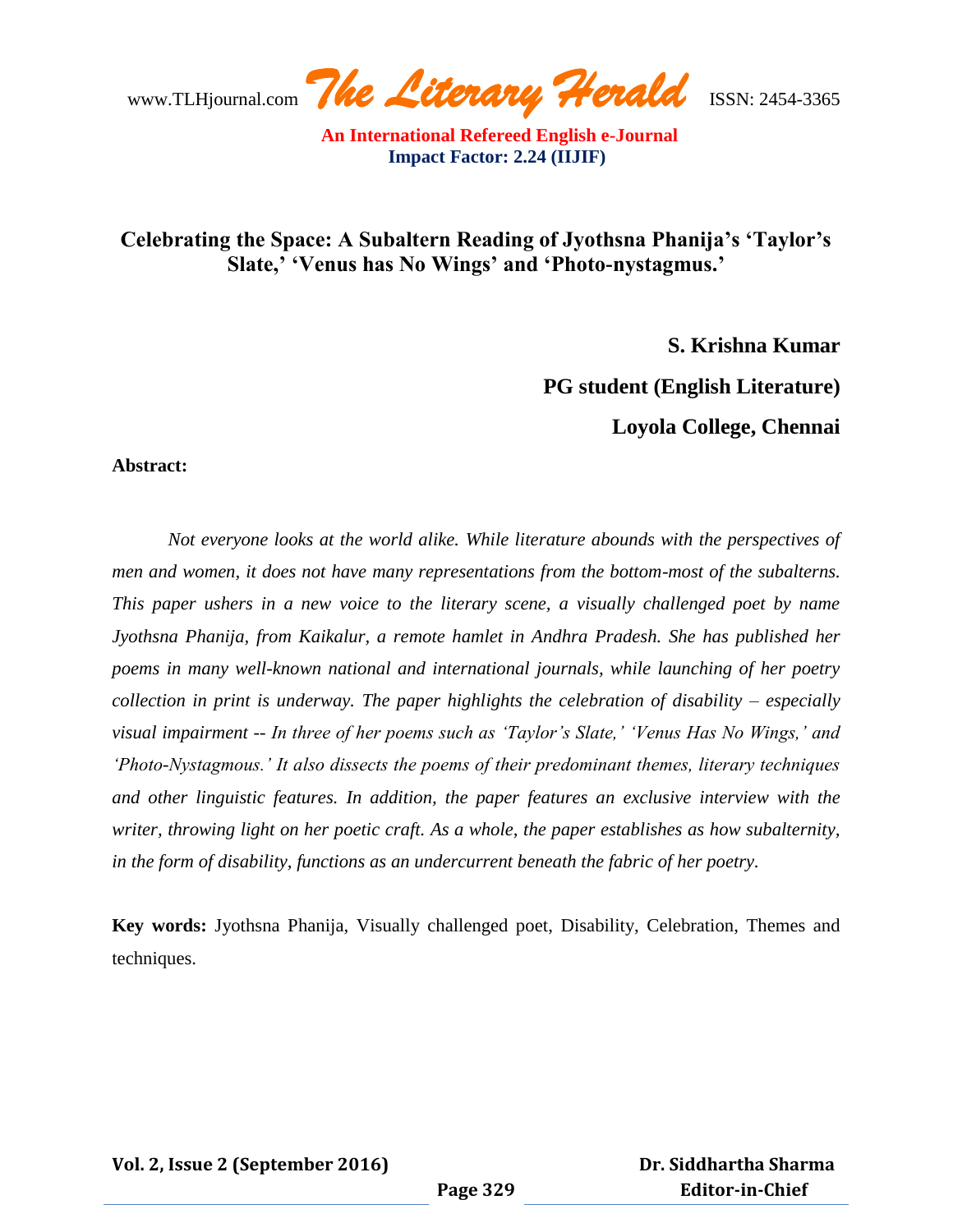# Celebrating the Space: A Subaltern Reading of Jyothsna Phanija's 'Taylor's Slate,' 'Venus has No Wings' and 'Photo-nystagmus.'

**S. Krishna Kumar**

**PG student (English Literature)**

**Loyola College, Chennai**

**Abstract:**

*Not everyone looks at the world alike. While literature abounds with the perspectives of men and women, it does not have many representations from the bottom-most of the subalterns. This paper ushers in a new voice to the literary scene, a visually challenged poet by name Jyothsna Phanija, from Kaikalur, a remote hamlet in Andhra Pradesh. She has published her poems in many well-known national and international journals, while launching of her poetry collection in print is underway. The paper highlights the celebration of disability – especially visual impairment -- In three of her poems such as 'Taylor's Slate,' 'Venus Has No Wings,' and 'Photo-Nystagmous.' It also dissects the poems of their predominant themes, literary techniques and other linguistic features. In addition, the paper features an exclusive interview with the writer, throwing light on her poetic craft. As a whole, the paper establishes as how subalternity, in the form of disability, functions as an undercurrent beneath the fabric of her poetry.*

**Key words:** Jyothsna Phanija, Visually challenged poet, Disability, Celebration, Themes and techniques.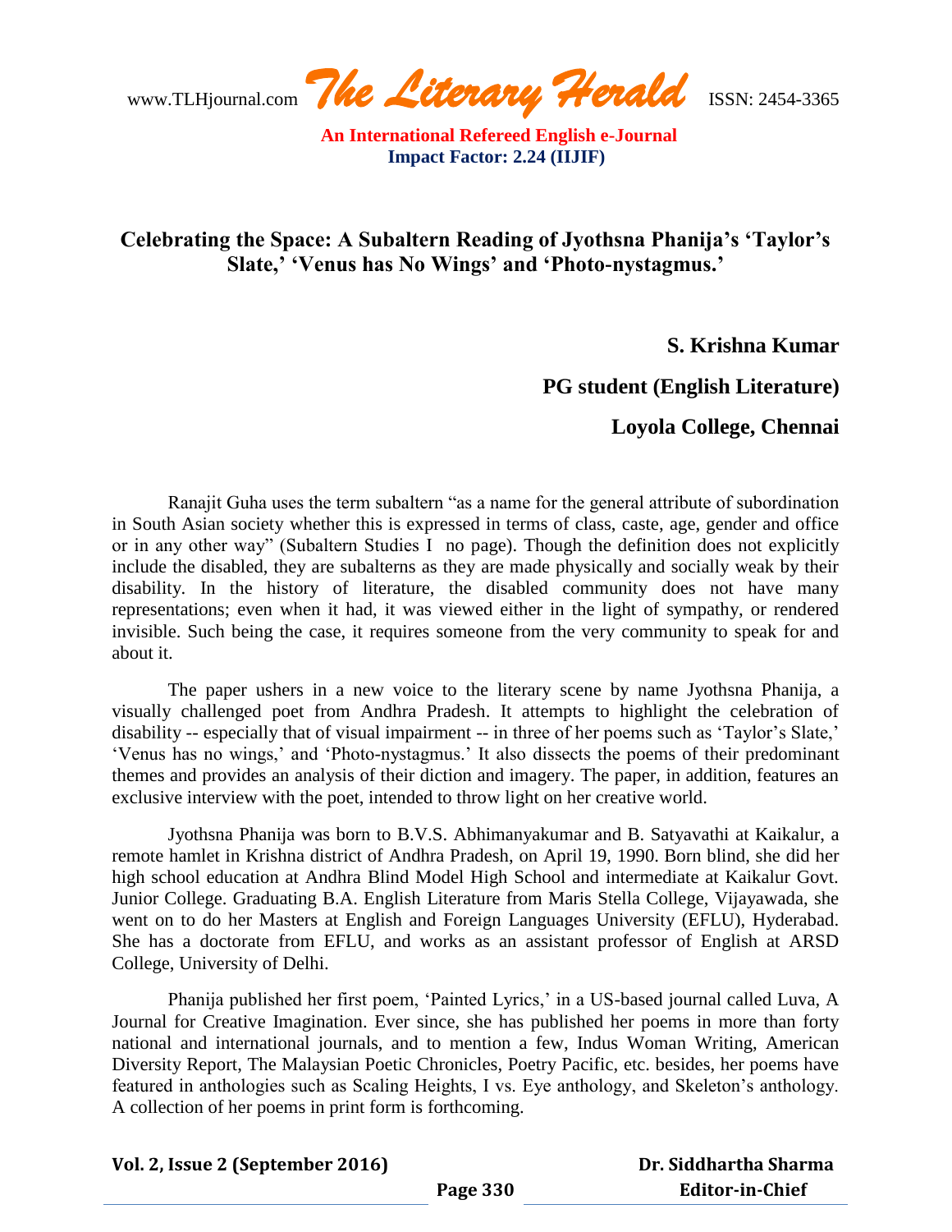# Celebrating the Space: A Subaltern Reading of Jyothsna Phanija's 'Taylor's Slate,' 'Venus has No Wings' and 'Photo-nystagmus.'

**S. Krishna Kumar**

**PG student (English Literature)**

**Loyola College, Chennai**

Ranajit Guha uses the term subaltern "as a name for the general attribute of subordination in South Asian society whether this is expressed in terms of class, caste, age, gender and office or in any other way" (Subaltern Studies I no page). Though the definition does not explicitly include the disabled, they are subalterns as they are made physically and socially weak by their disability. In the history of literature, the disabled community does not have many representations; even when it had, it was viewed either in the light of sympathy, or rendered invisible. Such being the case, it requires someone from the very community to speak for and about it.

The paper ushers in a new voice to the literary scene by name Jyothsna Phanija, a visually challenged poet from Andhra Pradesh. It attempts to highlight the celebration of disability -- especially that of visual impairment -- in three of her poems such as 'Taylor's Slate,' 'Venus has no wings,' and 'Photo-nystagmus.' It also dissects the poems of their predominant themes and provides an analysis of their diction and imagery. The paper, in addition, features an exclusive interview with the poet, intended to throw light on her creative world.

Jyothsna Phanija was born to B.V.S. Abhimanyakumar and B. Satyavathi at Kaikalur, a remote hamlet in Krishna district of Andhra Pradesh, on April 19, 1990. Born blind, she did her high school education at Andhra Blind Model High School and intermediate at Kaikalur Govt. Junior College. Graduating B.A. English Literature from Maris Stella College, Vijayawada, she went on to do her Masters at English and Foreign Languages University (EFLU), Hyderabad. She has a doctorate from EFLU, and works as an assistant professor of English at ARSD College, University of Delhi.

Phanija published her first poem, 'Painted Lyrics,' in a US-based journal called Luva, A Journal for Creative Imagination. Ever since, she has published her poems in more than forty national and international journals, and to mention a few, Indus Woman Writing, American Diversity Report, The Malaysian Poetic Chronicles, Poetry Pacific, etc. besides, her poems have featured in anthologies such as Scaling Heights, I vs. Eye anthology, and Skeleton's anthology. A collection of her poems in print form is forthcoming.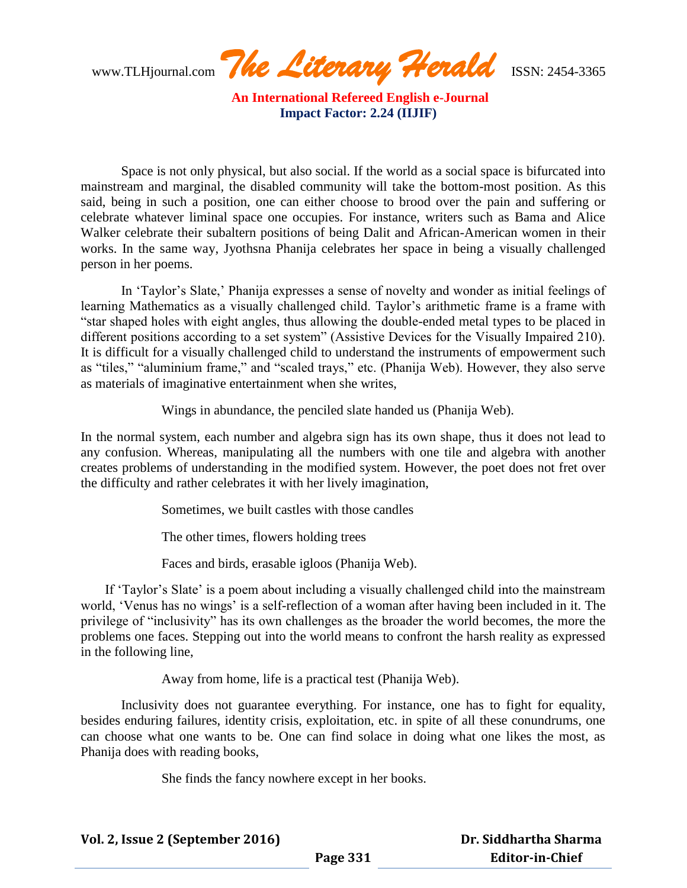Space is not only physical, but also social. If the world as a social space is bifurcated into mainstream and marginal, the disabled community will take the bottom-most position. As this said, being in such a position, one can either choose to brood over the pain and suffering or celebrate whatever liminal space one occupies. For instance, writers such as Bama and Alice Walker celebrate their subaltern positions of being Dalit and African-American women in their works. In the same way, Jyothsna Phanija celebrates her space in being a visually challenged person in her poems.

In 'Taylor's Slate,' Phanija expresses a sense of novelty and wonder as initial feelings of learning Mathematics as a visually challenged child. Taylor's arithmetic frame is a frame with "star shaped holes with eight angles, thus allowing the double-ended metal types to be placed in different positions according to a set system" (Assistive Devices for the Visually Impaired 210). It is difficult for a visually challenged child to understand the instruments of empowerment such as "tiles," "aluminium frame," and "scaled trays," etc. (Phanija Web). However, they also serve as materials of imaginative entertainment when she writes,

> Wings in abundance, the penciled slate handed us (Phanija Web).

In the normal system, each number and algebra sign has its own shape, thus it does not lead to any confusion. Whereas, manipulating all the numbers with one tile and algebra with another creates problems of understanding in the modified system. However, the poet does not fret over the difficulty and rather celebrates it with her lively imagination,

> Sometimes, we built castles with those candles
>
> The other times, flowers holding trees
>
> Faces and birds, erasable igloos (Phanija Web).

If 'Taylor's Slate' is a poem about including a visually challenged child into the mainstream world, 'Venus has no wings' is a self-reflection of a woman after having been included in it. The privilege of "inclusivity" has its own challenges as the broader the world becomes, the more the problems one faces. Stepping out into the world means to confront the harsh reality as expressed in the following line,

> Away from home, life is a practical test (Phanija Web).

Inclusivity does not guarantee everything. For instance, one has to fight for equality, besides enduring failures, identity crisis, exploitation, etc. in spite of all these conundrums, one can choose what one wants to be. One can find solace in doing what one likes the most, as Phanija does with reading books,

> She finds the fancy nowhere except in her books.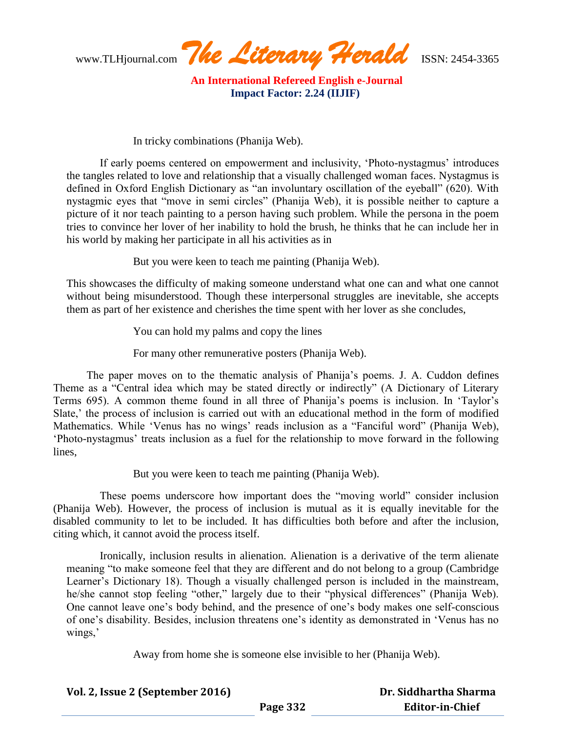In tricky combinations (Phanija Web).

If early poems centered on empowerment and inclusivity, 'Photo-nystagmus' introduces the tangles related to love and relationship that a visually challenged woman faces. Nystagmus is defined in Oxford English Dictionary as "an involuntary oscillation of the eyeball" (620). With nystagmic eyes that "move in semi circles" (Phanija Web), it is possible neither to capture a picture of it nor teach painting to a person having such problem. While the persona in the poem tries to convince her lover of her inability to hold the brush, he thinks that he can include her in his world by making her participate in all his activities as in

But you were keen to teach me painting (Phanija Web).

This showcases the difficulty of making someone understand what one can and what one cannot without being misunderstood. Though these interpersonal struggles are inevitable, she accepts them as part of her existence and cherishes the time spent with her lover as she concludes,

You can hold my palms and copy the lines

For many other remunerative posters (Phanija Web).

The paper moves on to the thematic analysis of Phanija's poems. J. A. Cuddon defines Theme as a "Central idea which may be stated directly or indirectly" (A Dictionary of Literary Terms 695). A common theme found in all three of Phanija's poems is inclusion. In 'Taylor's Slate,' the process of inclusion is carried out with an educational method in the form of modified Mathematics. While 'Venus has no wings' reads inclusion as a "Fanciful word" (Phanija Web), 'Photo-nystagmus' treats inclusion as a fuel for the relationship to move forward in the following lines,

But you were keen to teach me painting (Phanija Web).

These poems underscore how important does the "moving world" consider inclusion (Phanija Web). However, the process of inclusion is mutual as it is equally inevitable for the disabled community to let to be included. It has difficulties both before and after the inclusion, citing which, it cannot avoid the process itself.

Ironically, inclusion results in alienation. Alienation is a derivative of the term alienate meaning "to make someone feel that they are different and do not belong to a group (Cambridge Learner's Dictionary 18). Though a visually challenged person is included in the mainstream, he/she cannot stop feeling "other," largely due to their "physical differences" (Phanija Web). One cannot leave one's body behind, and the presence of one's body makes one self-conscious of one's disability. Besides, inclusion threatens one's identity as demonstrated in 'Venus has no wings,'

Away from home she is someone else invisible to her (Phanija Web).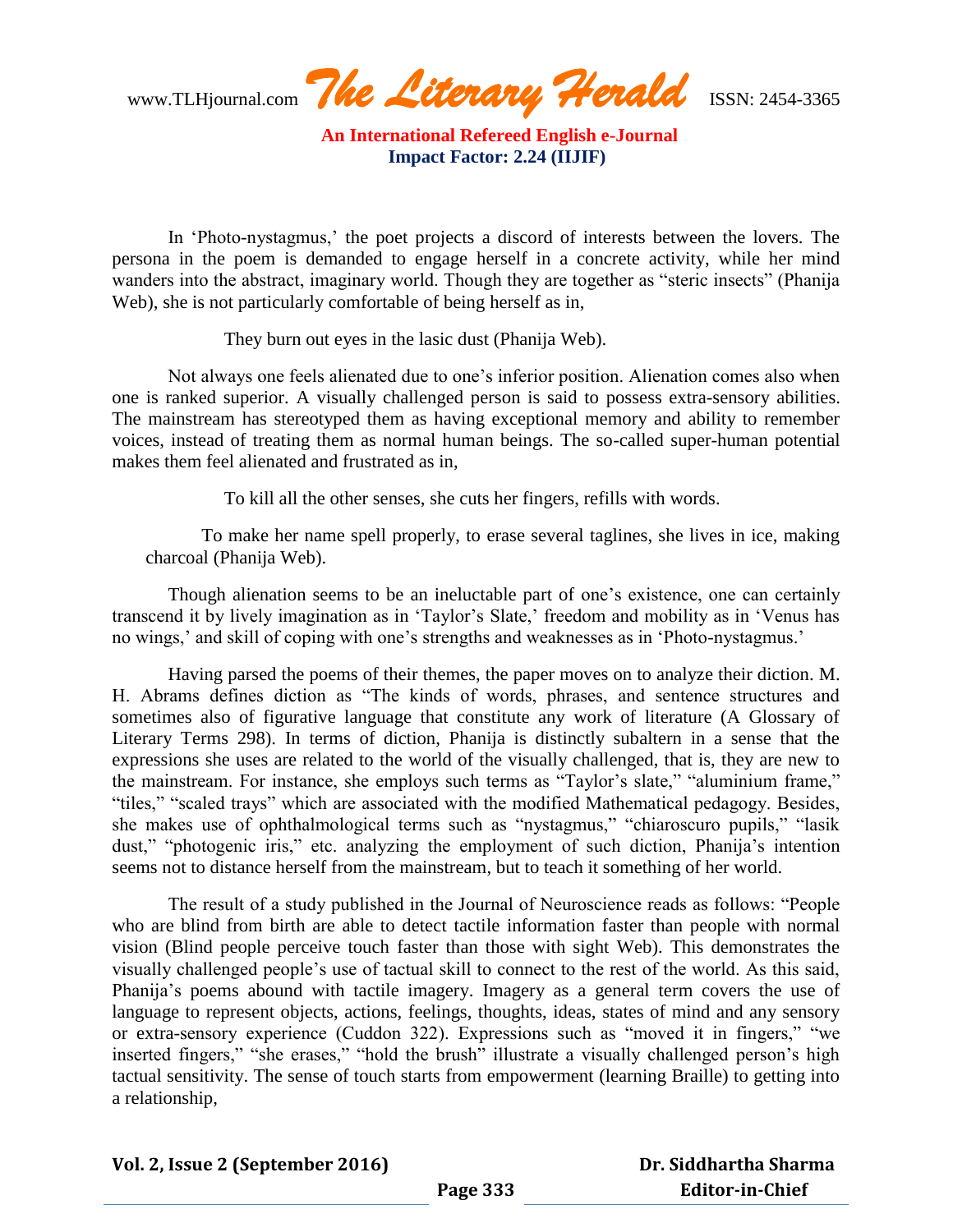In 'Photo-nystagmus,' the poet projects a discord of interests between the lovers. The persona in the poem is demanded to engage herself in a concrete activity, while her mind wanders into the abstract, imaginary world. Though they are together as "steric insects" (Phanija Web), she is not particularly comfortable of being herself as in,

> They burn out eyes in the lasic dust (Phanija Web).

Not always one feels alienated due to one's inferior position. Alienation comes also when one is ranked superior. A visually challenged person is said to possess extra-sensory abilities. The mainstream has stereotyped them as having exceptional memory and ability to remember voices, instead of treating them as normal human beings. The so-called super-human potential makes them feel alienated and frustrated as in,

> To kill all the other senses, she cuts her fingers, refills with words.
>
> To make her name spell properly, to erase several taglines, she lives in ice, making charcoal (Phanija Web).

Though alienation seems to be an ineluctable part of one's existence, one can certainly transcend it by lively imagination as in 'Taylor's Slate,' freedom and mobility as in 'Venus has no wings,' and skill of coping with one's strengths and weaknesses as in 'Photo-nystagmus.'

Having parsed the poems of their themes, the paper moves on to analyze their diction. M. H. Abrams defines diction as "The kinds of words, phrases, and sentence structures and sometimes also of figurative language that constitute any work of literature (A Glossary of Literary Terms 298). In terms of diction, Phanija is distinctly subaltern in a sense that the expressions she uses are related to the world of the visually challenged, that is, they are new to the mainstream. For instance, she employs such terms as "Taylor's slate," "aluminium frame," "tiles," "scaled trays" which are associated with the modified Mathematical pedagogy. Besides, she makes use of ophthalmological terms such as "nystagmus," "chiaroscuro pupils," "lasik dust," "photogenic iris," etc. analyzing the employment of such diction, Phanija's intention seems not to distance herself from the mainstream, but to teach it something of her world.

The result of a study published in the Journal of Neuroscience reads as follows: "People who are blind from birth are able to detect tactile information faster than people with normal vision (Blind people perceive touch faster than those with sight Web). This demonstrates the visually challenged people's use of tactual skill to connect to the rest of the world. As this said, Phanija's poems abound with tactile imagery. Imagery as a general term covers the use of language to represent objects, actions, feelings, thoughts, ideas, states of mind and any sensory or extra-sensory experience (Cuddon 322). Expressions such as "moved it in fingers," "we inserted fingers," "she erases," "hold the brush" illustrate a visually challenged person's high tactual sensitivity. The sense of touch starts from empowerment (learning Braille) to getting into a relationship,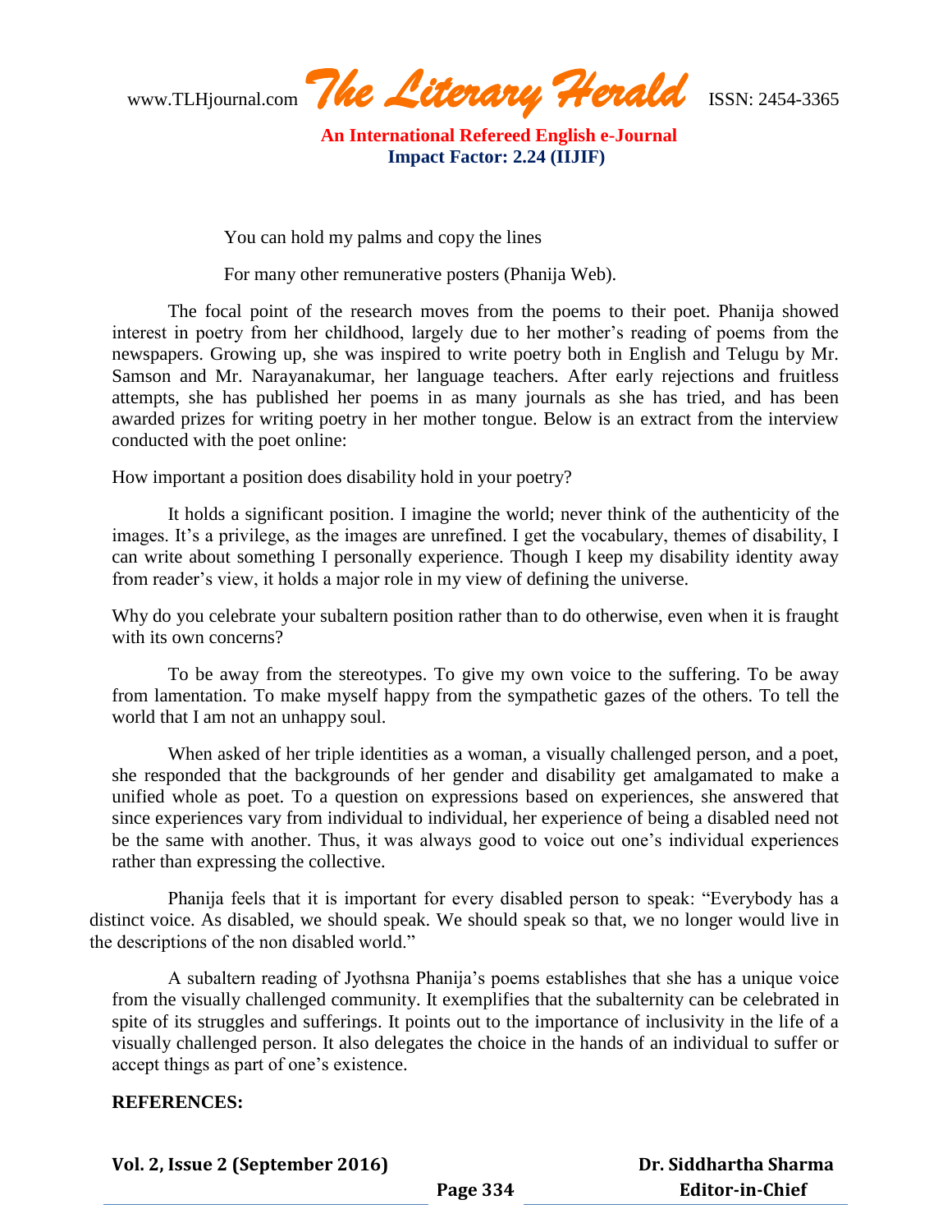You can hold my palms and copy the lines

For many other remunerative posters (Phanija Web).

The focal point of the research moves from the poems to their poet. Phanija showed interest in poetry from her childhood, largely due to her mother's reading of poems from the newspapers. Growing up, she was inspired to write poetry both in English and Telugu by Mr. Samson and Mr. Narayanakumar, her language teachers. After early rejections and fruitless attempts, she has published her poems in as many journals as she has tried, and has been awarded prizes for writing poetry in her mother tongue. Below is an extract from the interview conducted with the poet online:

How important a position does disability hold in your poetry?

It holds a significant position. I imagine the world; never think of the authenticity of the images. It's a privilege, as the images are unrefined. I get the vocabulary, themes of disability, I can write about something I personally experience. Though I keep my disability identity away from reader's view, it holds a major role in my view of defining the universe.

Why do you celebrate your subaltern position rather than to do otherwise, even when it is fraught with its own concerns?

To be away from the stereotypes. To give my own voice to the suffering. To be away from lamentation. To make myself happy from the sympathetic gazes of the others. To tell the world that I am not an unhappy soul.

When asked of her triple identities as a woman, a visually challenged person, and a poet, she responded that the backgrounds of her gender and disability get amalgamated to make a unified whole as poet. To a question on expressions based on experiences, she answered that since experiences vary from individual to individual, her experience of being a disabled need not be the same with another. Thus, it was always good to voice out one's individual experiences rather than expressing the collective.

Phanija feels that it is important for every disabled person to speak: "Everybody has a distinct voice. As disabled, we should speak. We should speak so that, we no longer would live in the descriptions of the non disabled world."

A subaltern reading of Jyothsna Phanija's poems establishes that she has a unique voice from the visually challenged community. It exemplifies that the subalternity can be celebrated in spite of its struggles and sufferings. It points out to the importance of inclusivity in the life of a visually challenged person. It also delegates the choice in the hands of an individual to suffer or accept things as part of one's existence.

**REFERENCES:**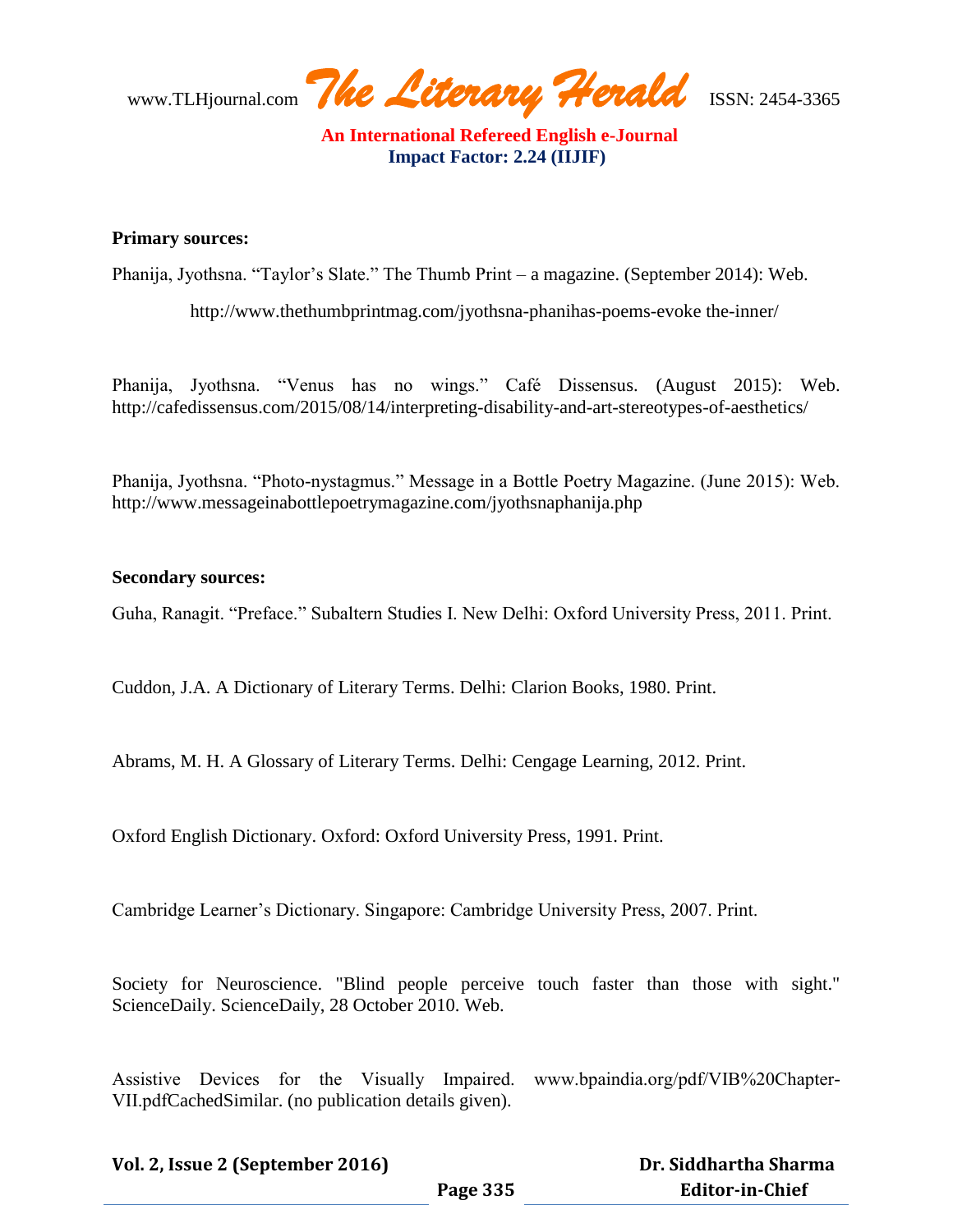**Primary sources:**

Phanija, Jyothsna. “Taylor’s Slate.” The Thumb Print – a magazine. (September 2014): Web.

http://www.thethumbprintmag.com/jyothsna-phanihas-poems-evoke the-inner/

Phanija, Jyothsna. “Venus has no wings.” Café Dissensus. (August 2015): Web. http://cafedissensus.com/2015/08/14/interpreting-disability-and-art-stereotypes-of-aesthetics/

Phanija, Jyothsna. “Photo-nystagmus.” Message in a Bottle Poetry Magazine. (June 2015): Web. http://www.messageinabottlepoetrymagazine.com/jyothsnaphanija.php

**Secondary sources:**

Guha, Ranagit. “Preface.” Subaltern Studies I. New Delhi: Oxford University Press, 2011. Print.

Cuddon, J.A. A Dictionary of Literary Terms. Delhi: Clarion Books, 1980. Print.

Abrams, M. H. A Glossary of Literary Terms. Delhi: Cengage Learning, 2012. Print.

Oxford English Dictionary. Oxford: Oxford University Press, 1991. Print.

Cambridge Learner’s Dictionary. Singapore: Cambridge University Press, 2007. Print.

Society for Neuroscience. "Blind people perceive touch faster than those with sight." ScienceDaily. ScienceDaily, 28 October 2010. Web.

Assistive Devices for the Visually Impaired. www.bpaindia.org/pdf/VIB%20Chapter-VII.pdfCachedSimilar. (no publication details given).